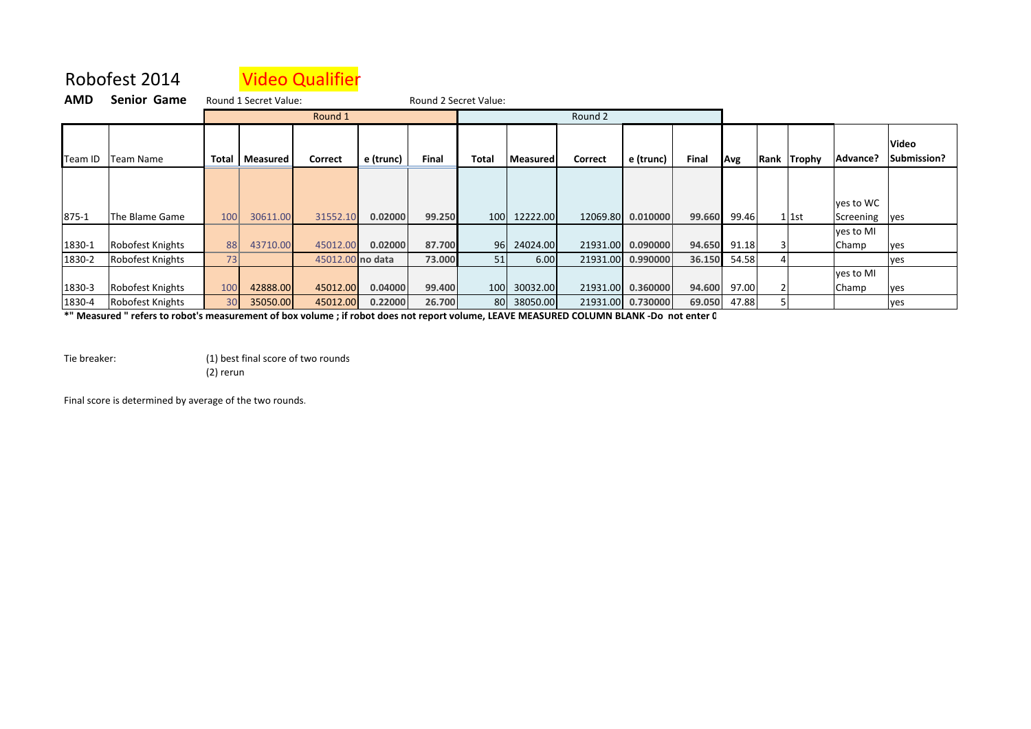# Robofest 2014 Video Qualifier

**AMD** **Senior Game** Round 1 Secret Value: Round 2 Secret Value:

| | | Round 1 | | | | | Round 2 | | | | | | | | | |
|---|---|---|---|---|---|---|---|---|---|---|---|---|---|---|---|---|
| Team ID | Team Name | **Total** | **Measured** | **Correct** | **e (trunc)** | **Final** | **Total** | **Measured** | **Correct** | **e (trunc)** | **Final** | **Avg** | **Rank** | **Trophy** | **Advance?** | **Video Submission?** |
| 875-1 | The Blame Game | 100 | 30611.00 | 31552.10 | **0.02000** | **99.250** | 100 | 12222.00 | 12069.80 | **0.010000** | **99.660** | 99.46 | 1 | 1st | yes to WC Screening | yes |
| 1830-1 | Robofest Knights | 88 | 43710.00 | 45012.00 | **0.02000** | **87.700** | 96 | 24024.00 | 21931.00 | **0.090000** | **94.650** | 91.18 | 3 | | yes to MI Champ | yes |
| 1830-2 | Robofest Knights | 73 | | 45012.00 | **no data** | **73.000** | 51 | 6.00 | 21931.00 | **0.990000** | **36.150** | 54.58 | 4 | | | yes |
| 1830-3 | Robofest Knights | 100 | 42888.00 | 45012.00 | **0.04000** | **99.400** | 100 | 30032.00 | 21931.00 | **0.360000** | **94.600** | 97.00 | 2 | | yes to MI Champ | yes |
| 1830-4 | Robofest Knights | 30 | 35050.00 | 45012.00 | **0.22000** | **26.700** | 80 | 38050.00 | 21931.00 | **0.730000** | **69.050** | 47.88 | 5 | | | yes |

**\*" Measured " refers to robot's measurement of box volume ; if robot does not report volume, LEAVE MEASURED COLUMN BLANK -Do not enter 0**

Tie breaker: (1) best final score of two rounds
(2) rerun

Final score is determined by average of the two rounds.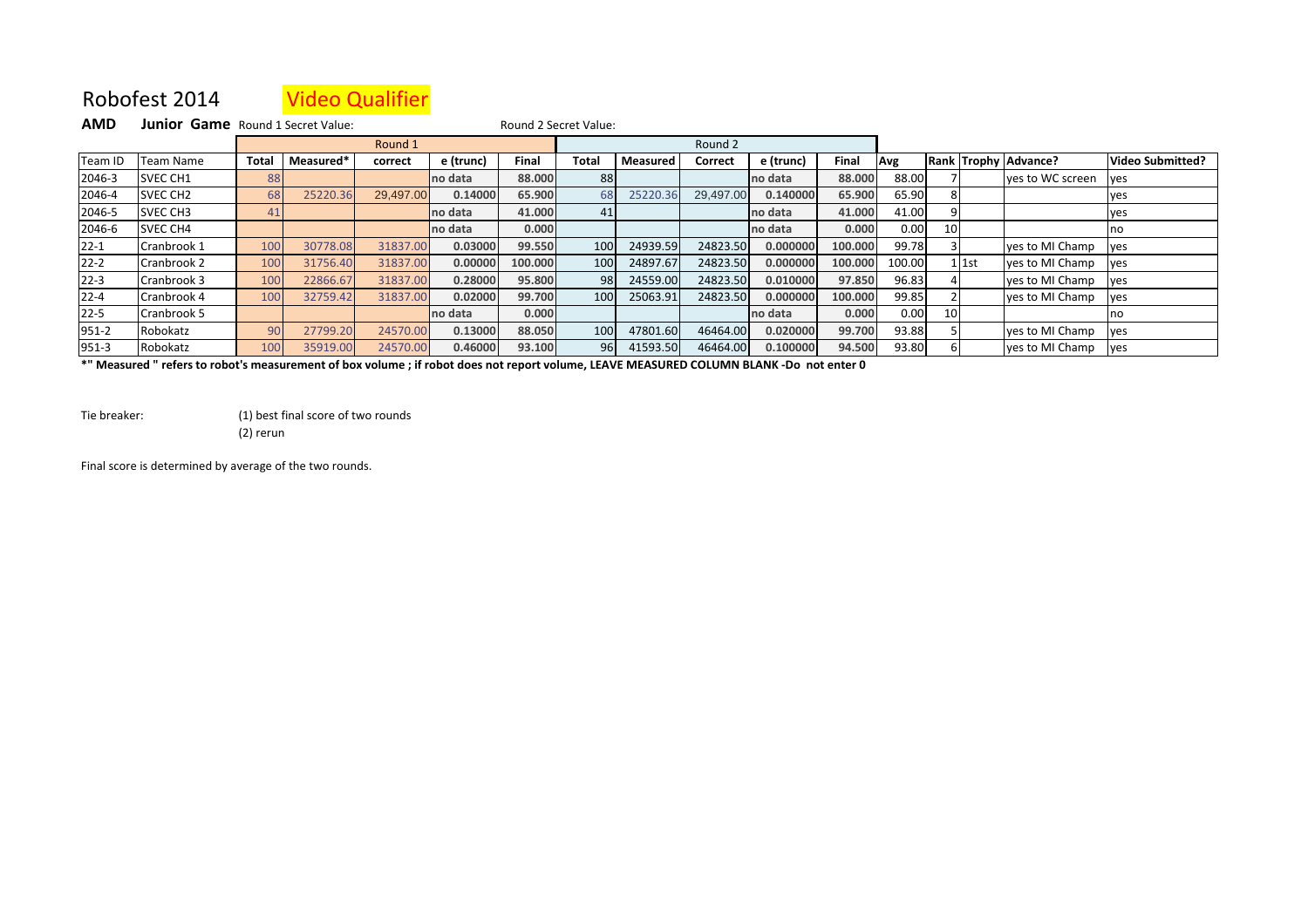# Robofest 2014 Video Qualifier

**AMD** **Junior Game** Round 1 Secret Value: Round 2 Secret Value:

| | | Round 1 | | | | | Round 2 | | | | | | | | | |
|---|---|---|---|---|---|---|---|---|---|---|---|---|---|---|---|---|
| Team ID | Team Name | Total | Measured* | correct | e (trunc) | Final | Total | Measured | Correct | e (trunc) | Final | Avg | Rank | Trophy | Advance? | Video Submitted? |
| 2046-3 | SVEC CH1 | 88 | | | no data | 88.000 | 88 | | | no data | 88.000 | 88.00 | 7 | | yes to WC screen | yes |
| 2046-4 | SVEC CH2 | 68 | 25220.36 | 29,497.00 | 0.14000 | 65.900 | 68 | 25220.36 | 29,497.00 | 0.140000 | 65.900 | 65.90 | 8 | | | yes |
| 2046-5 | SVEC CH3 | 41 | | | no data | 41.000 | 41 | | | no data | 41.000 | 41.00 | 9 | | | yes |
| 2046-6 | SVEC CH4 | | | | no data | 0.000 | | | | no data | 0.000 | 0.00 | 10 | | | no |
| 22-1 | Cranbrook 1 | 100 | 30778.08 | 31837.00 | 0.03000 | 99.550 | 100 | 24939.59 | 24823.50 | 0.000000 | 100.000 | 99.78 | 3 | | yes to MI Champ | yes |
| 22-2 | Cranbrook 2 | 100 | 31756.40 | 31837.00 | 0.00000 | 100.000 | 100 | 24897.67 | 24823.50 | 0.000000 | 100.000 | 100.00 | 1 | 1st | yes to MI Champ | yes |
| 22-3 | Cranbrook 3 | 100 | 22866.67 | 31837.00 | 0.28000 | 95.800 | 98 | 24559.00 | 24823.50 | 0.010000 | 97.850 | 96.83 | 4 | | yes to MI Champ | yes |
| 22-4 | Cranbrook 4 | 100 | 32759.42 | 31837.00 | 0.02000 | 99.700 | 100 | 25063.91 | 24823.50 | 0.000000 | 100.000 | 99.85 | 2 | | yes to MI Champ | yes |
| 22-5 | Cranbrook 5 | | | | no data | 0.000 | | | | no data | 0.000 | 0.00 | 10 | | | no |
| 951-2 | Robokatz | 90 | 27799.20 | 24570.00 | 0.13000 | 88.050 | 100 | 47801.60 | 46464.00 | 0.020000 | 99.700 | 93.88 | 5 | | yes to MI Champ | yes |
| 951-3 | Robokatz | 100 | 35919.00 | 24570.00 | 0.46000 | 93.100 | 96 | 41593.50 | 46464.00 | 0.100000 | 94.500 | 93.80 | 6 | | yes to MI Champ | yes |

**\*" Measured " refers to robot's measurement of box volume ; if robot does not report volume, LEAVE MEASURED COLUMN BLANK -Do not enter 0**

Tie breaker:
(1) best final score of two rounds
(2) rerun

Final score is determined by average of the two rounds.